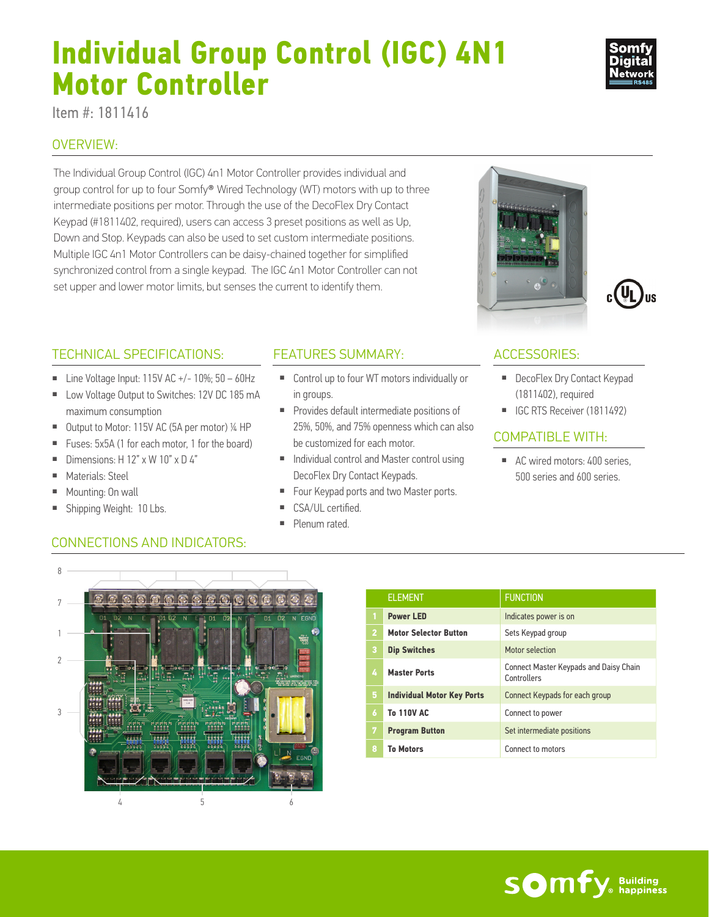# Individual Group Control (IGC) 4N1 Motor Controller

Item #: 1811416

## OVERVIEW:

The Individual Group Control (IGC) 4n1 Motor Controller provides individual and group control for up to four Somfy® Wired Technology (WT) motors with up to three intermediate positions per motor. Through the use of the DecoFlex Dry Contact Keypad (#1811402, required), users can access 3 preset positions as well as Up, Down and Stop. Keypads can also be used to set custom intermediate positions. Multiple IGC 4n1 Motor Controllers can be daisy-chained together for simplified synchronized control from a single keypad. The IGC 4n1 Motor Controller can not set upper and lower motor limits, but senses the current to identify them.

## TECHNICAL SPECIFICATIONS:

- Line Voltage Input: 115V AC +/- 10%; 50 – 60Hz
- Low Voltage Output to Switches: 12V DC 185 mA maximum consumption
- Output to Motor: 115V AC (5A per motor) ¼ HP
- Fuses: 5x5A (1 for each motor, 1 for the board)
- Dimensions: H 12" x W 10" x D 4"
- Materials: Steel
- Mounting: On wall
- Shipping Weight: 10 Lbs.

## FEATURES SUMMARY:

- Control up to four WT motors individually or in groups.
- Provides default intermediate positions of 25%, 50%, and 75% openness which can also be customized for each motor.
- Individual control and Master control using DecoFlex Dry Contact Keypads.
- Four Keypad ports and two Master ports.
- CSA/UL certified.
- Plenum rated.

## ACCESSORIES:

- DecoFlex Dry Contact Keypad (1811402), required
- IGC RTS Receiver (1811492)

## COMPATIBLE WITH:

- AC wired motors: 400 series, 500 series and 600 series.

## CONNECTIONS AND INDICATORS:

| | ELEMENT | FUNCTION |
|---|---|---|
| 1 | **Power LED** | Indicates power is on |
| 2 | **Motor Selector Button** | Sets Keypad group |
| 3 | **Dip Switches** | Motor selection |
| 4 | **Master Ports** | Connect Master Keypads and Daisy Chain Controllers |
| 5 | **Individual Motor Key Ports** | Connect Keypads for each group |
| 6 | **To 110V AC** | Connect to power |
| 7 | **Program Button** | Set intermediate positions |
| 8 | **To Motors** | Connect to motors |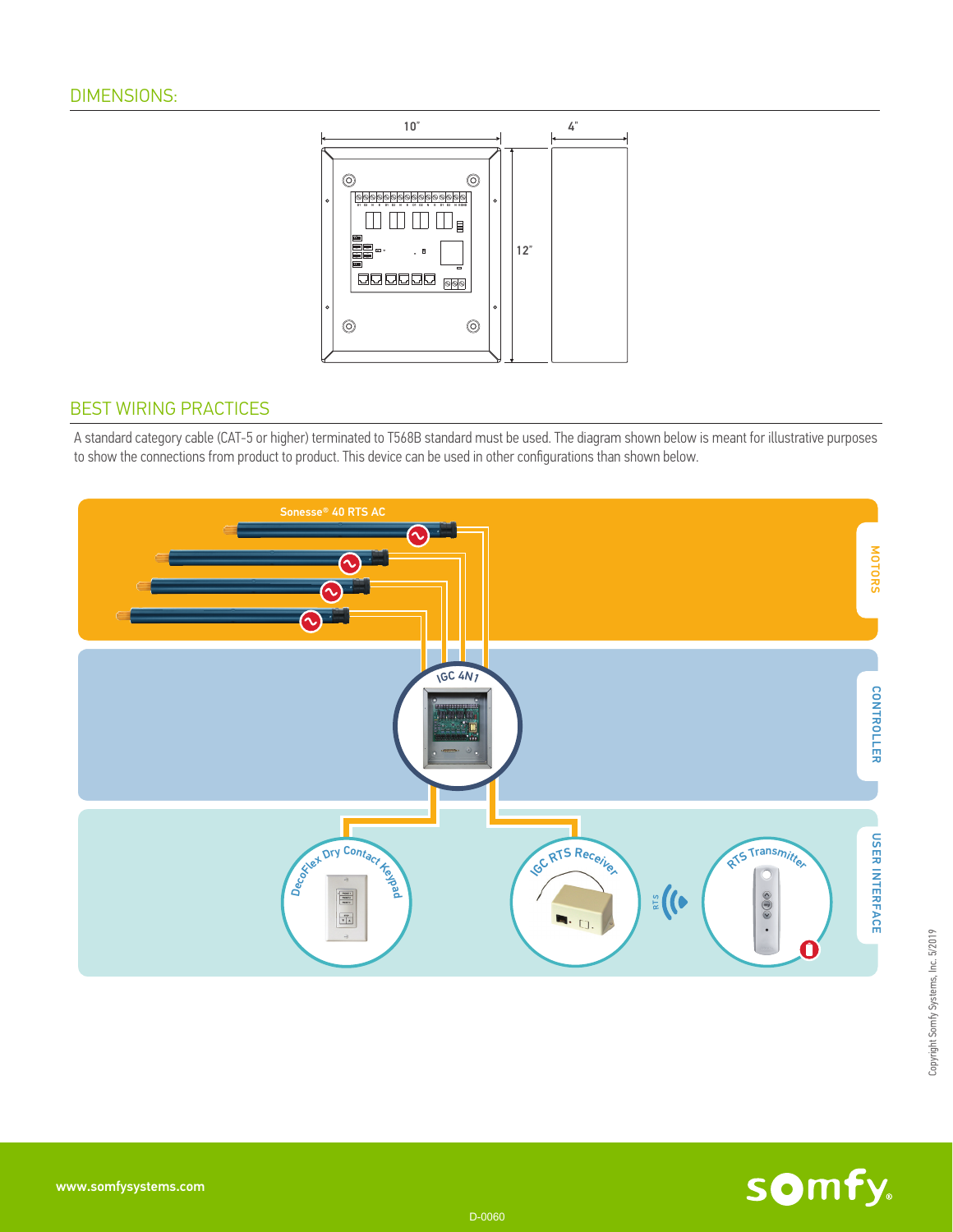## DIMENSIONS:

10"

4"

12"

## BEST WIRING PRACTICES

A standard category cable (CAT-5 or higher) terminated to T568B standard must be used. The diagram shown below is meant for illustrative purposes to show the connections from product to product. This device can be used in other configurations than shown below.

Sonesse® 40 RTS AC

MOTORS

IGC 4N1

CONTROLLER

DecoFlex Dry Contact Keypad

IGC RTS Receiver

RTS

RTS Transmitter

USER INTERFACE

Copyright Somfy Systems, Inc. 5/2019

www.somfysystems.com

somfy.

D-0060